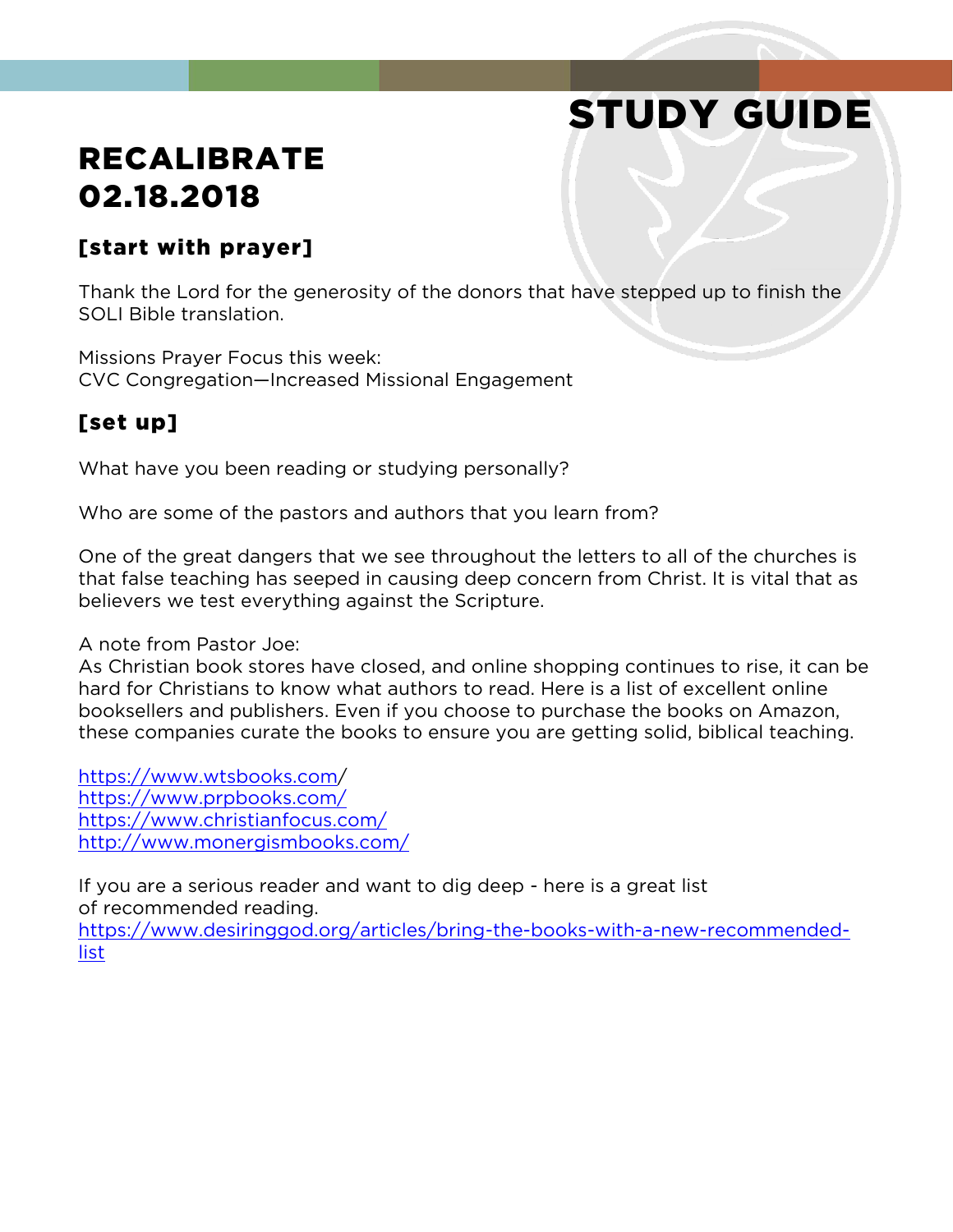# STUDY GUIDE

## RECALIBRATE 02.18.2018

### [start with prayer]

Thank the Lord for the generosity of the donors that have stepped up to finish the SOLI Bible translation.

Missions Prayer Focus this week:
CVC Congregation—Increased Missional Engagement

### [set up]

What have you been reading or studying personally?

Who are some of the pastors and authors that you learn from?

One of the great dangers that we see throughout the letters to all of the churches is that false teaching has seeped in causing deep concern from Christ. It is vital that as believers we test everything against the Scripture.

A note from Pastor Joe:
As Christian book stores have closed, and online shopping continues to rise, it can be hard for Christians to know what authors to read. Here is a list of excellent online booksellers and publishers. Even if you choose to purchase the books on Amazon, these companies curate the books to ensure you are getting solid, biblical teaching.

https://www.wtsbooks.com/
https://www.prpbooks.com/
https://www.christianfocus.com/
http://www.monergismbooks.com/

If you are a serious reader and want to dig deep - here is a great list of recommended reading.
https://www.desiringgod.org/articles/bring-the-books-with-a-new-recommended-list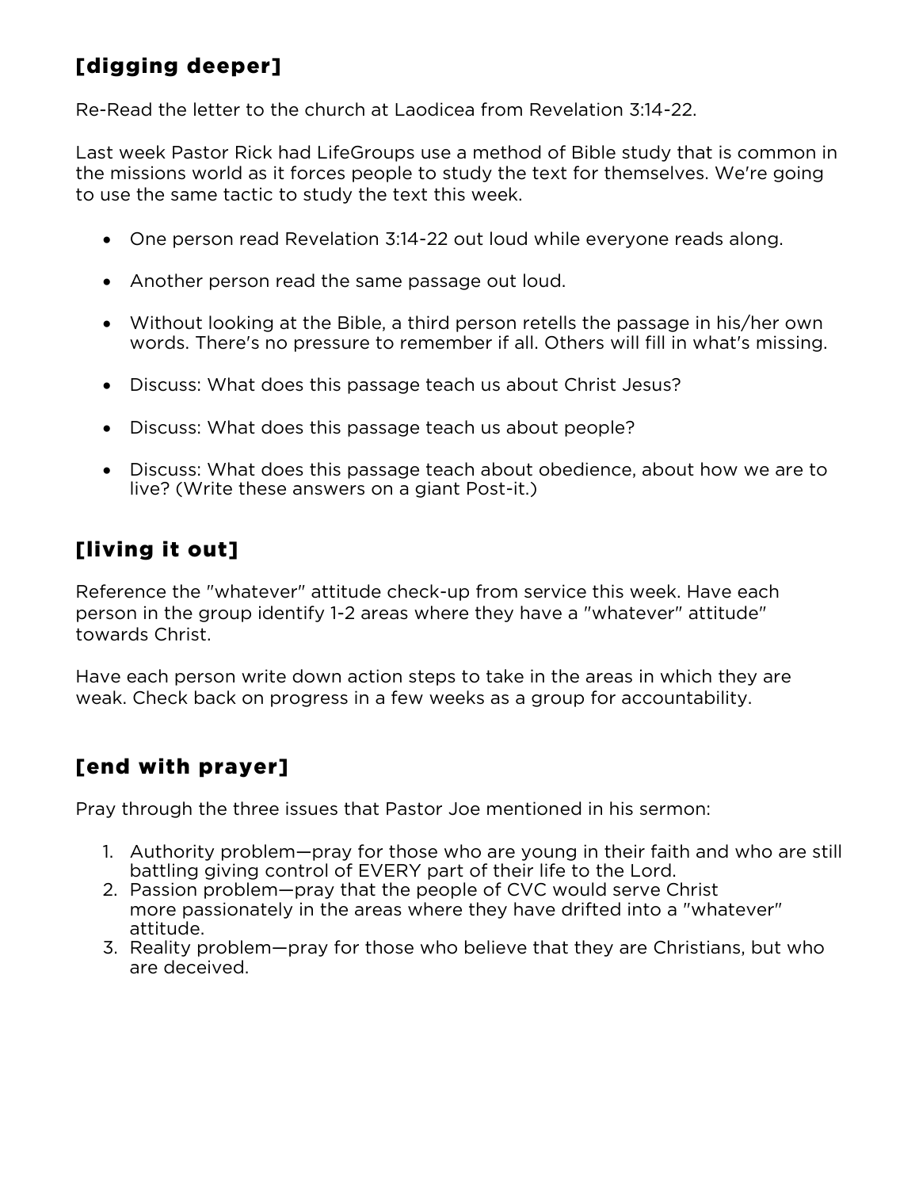## [digging deeper]

Re-Read the letter to the church at Laodicea from Revelation 3:14-22.

Last week Pastor Rick had LifeGroups use a method of Bible study that is common in the missions world as it forces people to study the text for themselves. We're going to use the same tactic to study the text this week.

- One person read Revelation 3:14-22 out loud while everyone reads along.
- Another person read the same passage out loud.
- Without looking at the Bible, a third person retells the passage in his/her own words. There's no pressure to remember if all. Others will fill in what's missing.
- Discuss: What does this passage teach us about Christ Jesus?
- Discuss: What does this passage teach us about people?
- Discuss: What does this passage teach about obedience, about how we are to live? (Write these answers on a giant Post-it.)

## [living it out]

Reference the "whatever" attitude check-up from service this week. Have each person in the group identify 1-2 areas where they have a "whatever" attitude" towards Christ.

Have each person write down action steps to take in the areas in which they are weak. Check back on progress in a few weeks as a group for accountability.

## [end with prayer]

Pray through the three issues that Pastor Joe mentioned in his sermon:

1. Authority problem—pray for those who are young in their faith and who are still battling giving control of EVERY part of their life to the Lord.
2. Passion problem—pray that the people of CVC would serve Christ more passionately in the areas where they have drifted into a "whatever" attitude.
3. Reality problem—pray for those who believe that they are Christians, but who are deceived.